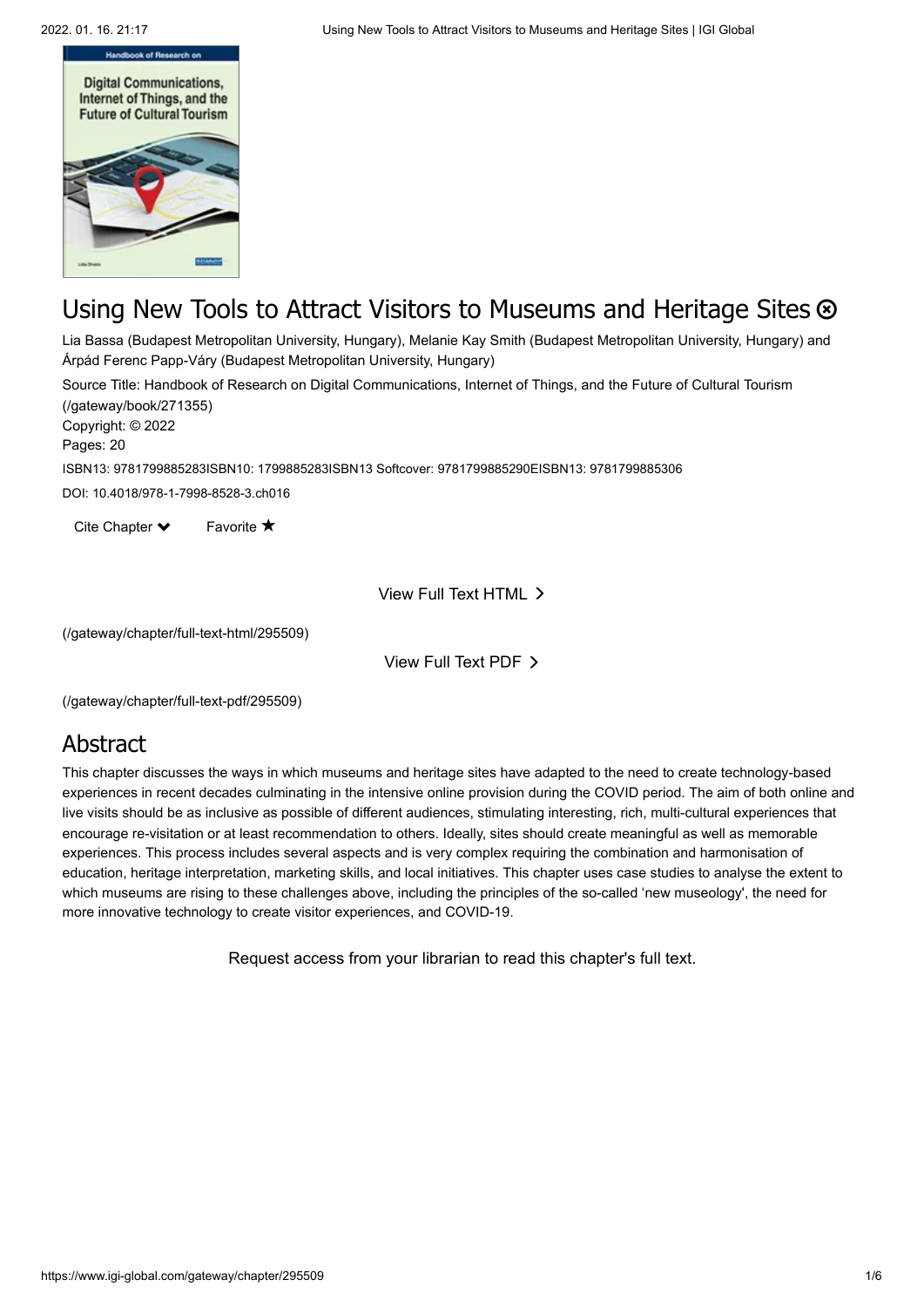# Using New Tools to Attract Visitors to Museums and Heritage Sites

Lia Bassa (Budapest Metropolitan University, Hungary), Melanie Kay Smith (Budapest Metropolitan University, Hungary) and Árpád Ferenc Papp-Váry (Budapest Metropolitan University, Hungary)

Source Title: Handbook of Research on Digital Communications, Internet of Things, and the Future of Cultural Tourism (/gateway/book/271355)

Copyright: © 2022

Pages: 20

ISBN13: 9781799885283ISBN10: 1799885283ISBN13 Softcover: 9781799885290EISBN13: 9781799885306

DOI: 10.4018/978-1-7998-8528-3.ch016

Cite Chapter Favorite

View Full Text HTML

(/gateway/chapter/full-text-html/295509)

View Full Text PDF

(/gateway/chapter/full-text-pdf/295509)

## Abstract

This chapter discusses the ways in which museums and heritage sites have adapted to the need to create technology-based experiences in recent decades culminating in the intensive online provision during the COVID period. The aim of both online and live visits should be as inclusive as possible of different audiences, stimulating interesting, rich, multi-cultural experiences that encourage re-visitation or at least recommendation to others. Ideally, sites should create meaningful as well as memorable experiences. This process includes several aspects and is very complex requiring the combination and harmonisation of education, heritage interpretation, marketing skills, and local initiatives. This chapter uses case studies to analyse the extent to which museums are rising to these challenges above, including the principles of the so-called 'new museology', the need for more innovative technology to create visitor experiences, and COVID-19.

Request access from your librarian to read this chapter's full text.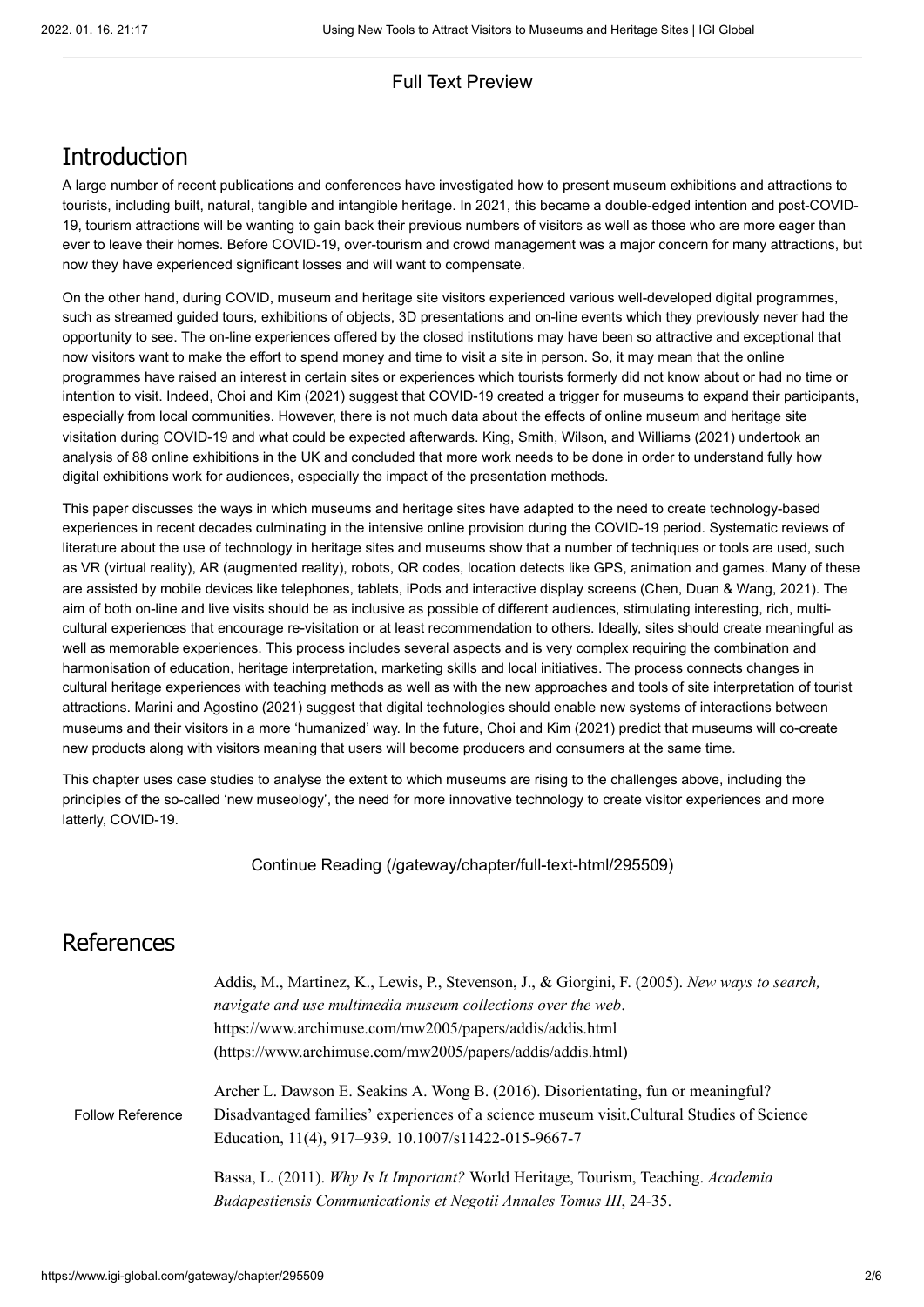Full Text Preview

## Introduction

A large number of recent publications and conferences have investigated how to present museum exhibitions and attractions to tourists, including built, natural, tangible and intangible heritage. In 2021, this became a double-edged intention and post-COVID-19, tourism attractions will be wanting to gain back their previous numbers of visitors as well as those who are more eager than ever to leave their homes. Before COVID-19, over-tourism and crowd management was a major concern for many attractions, but now they have experienced significant losses and will want to compensate.

On the other hand, during COVID, museum and heritage site visitors experienced various well-developed digital programmes, such as streamed guided tours, exhibitions of objects, 3D presentations and on-line events which they previously never had the opportunity to see. The on-line experiences offered by the closed institutions may have been so attractive and exceptional that now visitors want to make the effort to spend money and time to visit a site in person. So, it may mean that the online programmes have raised an interest in certain sites or experiences which tourists formerly did not know about or had no time or intention to visit. Indeed, Choi and Kim (2021) suggest that COVID-19 created a trigger for museums to expand their participants, especially from local communities. However, there is not much data about the effects of online museum and heritage site visitation during COVID-19 and what could be expected afterwards. King, Smith, Wilson, and Williams (2021) undertook an analysis of 88 online exhibitions in the UK and concluded that more work needs to be done in order to understand fully how digital exhibitions work for audiences, especially the impact of the presentation methods.

This paper discusses the ways in which museums and heritage sites have adapted to the need to create technology-based experiences in recent decades culminating in the intensive online provision during the COVID-19 period. Systematic reviews of literature about the use of technology in heritage sites and museums show that a number of techniques or tools are used, such as VR (virtual reality), AR (augmented reality), robots, QR codes, location detects like GPS, animation and games. Many of these are assisted by mobile devices like telephones, tablets, iPods and interactive display screens (Chen, Duan & Wang, 2021). The aim of both on-line and live visits should be as inclusive as possible of different audiences, stimulating interesting, rich, multi-cultural experiences that encourage re-visitation or at least recommendation to others. Ideally, sites should create meaningful as well as memorable experiences. This process includes several aspects and is very complex requiring the combination and harmonisation of education, heritage interpretation, marketing skills and local initiatives. The process connects changes in cultural heritage experiences with teaching methods as well as with the new approaches and tools of site interpretation of tourist attractions. Marini and Agostino (2021) suggest that digital technologies should enable new systems of interactions between museums and their visitors in a more 'humanized' way. In the future, Choi and Kim (2021) predict that museums will co-create new products along with visitors meaning that users will become producers and consumers at the same time.

This chapter uses case studies to analyse the extent to which museums are rising to the challenges above, including the principles of the so-called 'new museology', the need for more innovative technology to create visitor experiences and more latterly, COVID-19.

Continue Reading (/gateway/chapter/full-text-html/295509)

## References

Addis, M., Martinez, K., Lewis, P., Stevenson, J., & Giorgini, F. (2005). *New ways to search, navigate and use multimedia museum collections over the web*. https://www.archimuse.com/mw2005/papers/addis/addis.html (https://www.archimuse.com/mw2005/papers/addis/addis.html)

Follow Reference

Archer L. Dawson E. Seakins A. Wong B. (2016). Disorientating, fun or meaningful? Disadvantaged families' experiences of a science museum visit.Cultural Studies of Science Education, 11(4), 917–939. 10.1007/s11422-015-9667-7

Bassa, L. (2011). *Why Is It Important?* World Heritage, Tourism, Teaching. *Academia Budapestiensis Communicationis et Negotii Annales Tomus III*, 24-35.